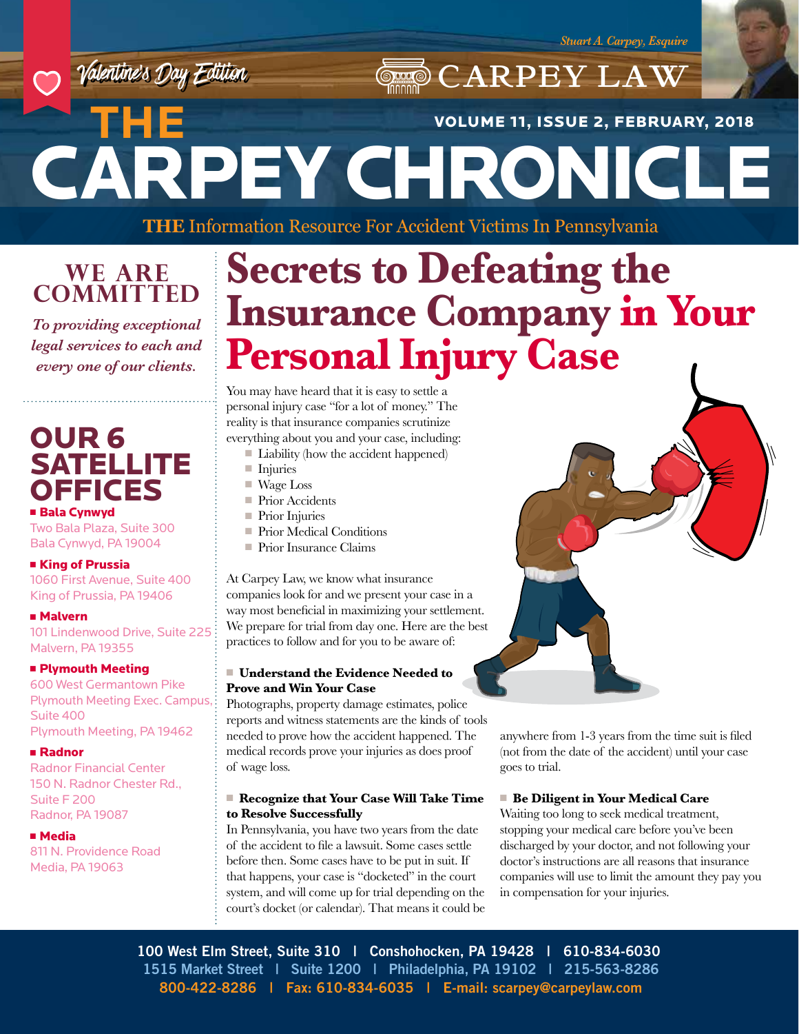Valentine's Day Edition

Stuart A. Carpey, Esquire

CARPEY LAW

# THE CARPEY CHRONICLE

VOLUME 11, ISSUE 2, FEBRUARY, 2018

**THE** Information Resource For Accident Victims In Pennsylvania

## WE ARE COMMITTED

*To providing exceptional legal services to each and every one of our clients.*

## OUR 6 SATELLITE OFFICES

- **Bala Cynwyd**
  Two Bala Plaza, Suite 300
  Bala Cynwyd, PA 19004
- **King of Prussia**
  1060 First Avenue, Suite 400
  King of Prussia, PA 19406
- **Malvern**
  101 Lindenwood Drive, Suite 225
  Malvern, PA 19355
- **Plymouth Meeting**
  600 West Germantown Pike
  Plymouth Meeting Exec. Campus, Suite 400
  Plymouth Meeting, PA 19462
- **Radnor**
  Radnor Financial Center
  150 N. Radnor Chester Rd., Suite F 200
  Radnor, PA 19087
- **Media**
  811 N. Providence Road
  Media, PA 19063

# Secrets to Defeating the Insurance Company in Your Personal Injury Case

You may have heard that it is easy to settle a personal injury case "for a lot of money." The reality is that insurance companies scrutinize everything about you and your case, including:

- Liability (how the accident happened)
- Injuries
- Wage Loss
- Prior Accidents
- Prior Injuries
- Prior Medical Conditions
- Prior Insurance Claims

At Carpey Law, we know what insurance companies look for and we present your case in a way most beneficial in maximizing your settlement. We prepare for trial from day one. Here are the best practices to follow and for you to be aware of:

### Understand the Evidence Needed to Prove and Win Your Case

Photographs, property damage estimates, police reports and witness statements are the kinds of tools needed to prove how the accident happened. The medical records prove your injuries as does proof of wage loss.

### Recognize that Your Case Will Take Time to Resolve Successfully

In Pennsylvania, you have two years from the date of the accident to file a lawsuit. Some cases settle before then. Some cases have to be put in suit. If that happens, your case is "docketed" in the court system, and will come up for trial depending on the court's docket (or calendar). That means it could be anywhere from 1-3 years from the time suit is filed (not from the date of the accident) until your case goes to trial.

### Be Diligent in Your Medical Care

Waiting too long to seek medical treatment, stopping your medical care before you've been discharged by your doctor, and not following your doctor's instructions are all reasons that insurance companies will use to limit the amount they pay you in compensation for your injuries.

100 West Elm Street, Suite 310 | Conshohocken, PA 19428 | 610-834-6030
1515 Market Street | Suite 1200 | Philadelphia, PA 19102 | 215-563-8286
800-422-8286 | Fax: 610-834-6035 | E-mail: scarpey@carpeylaw.com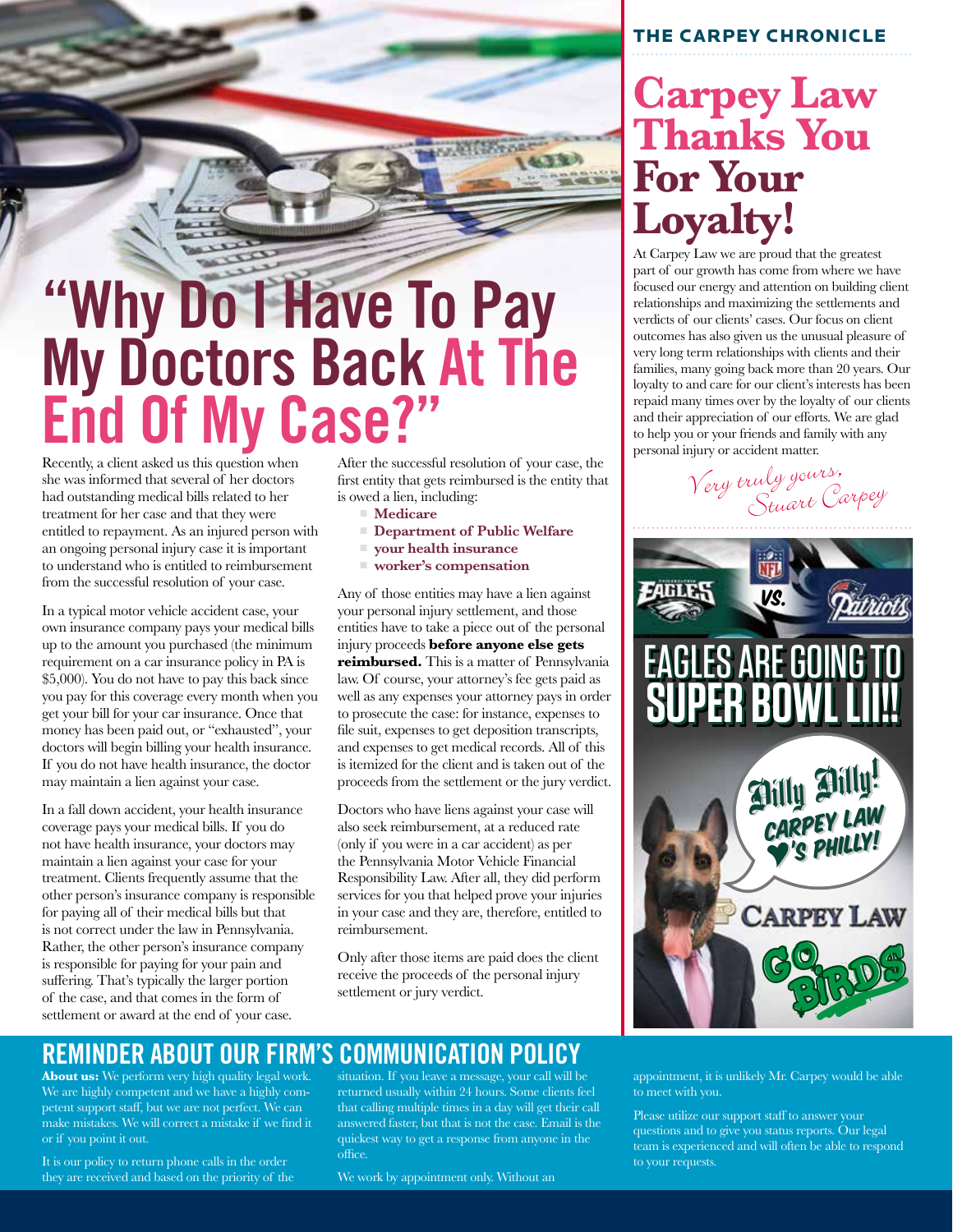# "Why Do I Have To Pay My Doctors Back At The End Of My Case?"

Recently, a client asked us this question when she was informed that several of her doctors had outstanding medical bills related to her treatment for her case and that they were entitled to repayment. As an injured person with an ongoing personal injury case it is important to understand who is entitled to reimbursement from the successful resolution of your case.

In a typical motor vehicle accident case, your own insurance company pays your medical bills up to the amount you purchased (the minimum requirement on a car insurance policy in PA is $5,000). You do not have to pay this back since you pay for this coverage every month when you get your bill for your car insurance. Once that money has been paid out, or "exhausted", your doctors will begin billing your health insurance. If you do not have health insurance, the doctor may maintain a lien against your case.

In a fall down accident, your health insurance coverage pays your medical bills. If you do not have health insurance, your doctors may maintain a lien against your case for your treatment. Clients frequently assume that the other person's insurance company is responsible for paying all of their medical bills but that is not correct under the law in Pennsylvania. Rather, the other person's insurance company is responsible for paying for your pain and suffering. That's typically the larger portion of the case, and that comes in the form of settlement or award at the end of your case.

After the successful resolution of your case, the first entity that gets reimbursed is the entity that is owed a lien, including:

- **Medicare**
- **Department of Public Welfare**
- **your health insurance**
- **worker's compensation**

Any of those entities may have a lien against your personal injury settlement, and those entities have to take a piece out of the personal injury proceeds **before anyone else gets reimbursed.** This is a matter of Pennsylvania law. Of course, your attorney's fee gets paid as well as any expenses your attorney pays in order to prosecute the case: for instance, expenses to file suit, expenses to get deposition transcripts, and expenses to get medical records. All of this is itemized for the client and is taken out of the proceeds from the settlement or the jury verdict.

Doctors who have liens against your case will also seek reimbursement, at a reduced rate (only if you were in a car accident) as per the Pennsylvania Motor Vehicle Financial Responsibility Law. After all, they did perform services for you that helped prove your injuries in your case and they are, therefore, entitled to reimbursement.

Only after those items are paid does the client receive the proceeds of the personal injury settlement or jury verdict.

THE CARPEY CHRONICLE

# Carpey Law Thanks You For Your Loyalty!

At Carpey Law we are proud that the greatest part of our growth has come from where we have focused our energy and attention on building client relationships and maximizing the settlements and verdicts of our clients' cases. Our focus on client outcomes has also given us the unusual pleasure of very long term relationships with clients and their families, many going back more than 20 years. Our loyalty to and care for our client's interests has been repaid many times over by the loyalty of our clients and their appreciation of our efforts. We are glad to help you or your friends and family with any personal injury or accident matter.

*Very truly yours,*
*Stuart Carpey*

Eagles vs. Patriots

## EAGLES ARE GOING TO SUPER BOWL LII!!

Dilly Dilly! Carpey Law ♥'s Philly!

Carpey Law

Go Birds

## REMINDER ABOUT OUR FIRM'S COMMUNICATION POLICY

**About us:** We perform very high quality legal work. We are highly competent and we have a highly competent support staff, but we are not perfect. We can make mistakes. We will correct a mistake if we find it or if you point it out.

It is our policy to return phone calls in the order they are received and based on the priority of the situation. If you leave a message, your call will be returned usually within 24 hours. Some clients feel that calling multiple times in a day will get their call answered faster, but that is not the case. Email is the quickest way to get a response from anyone in the office.

We work by appointment only. Without an appointment, it is unlikely Mr. Carpey would be able to meet with you.

Please utilize our support staff to answer your questions and to give you status reports. Our legal team is experienced and will often be able to respond to your requests.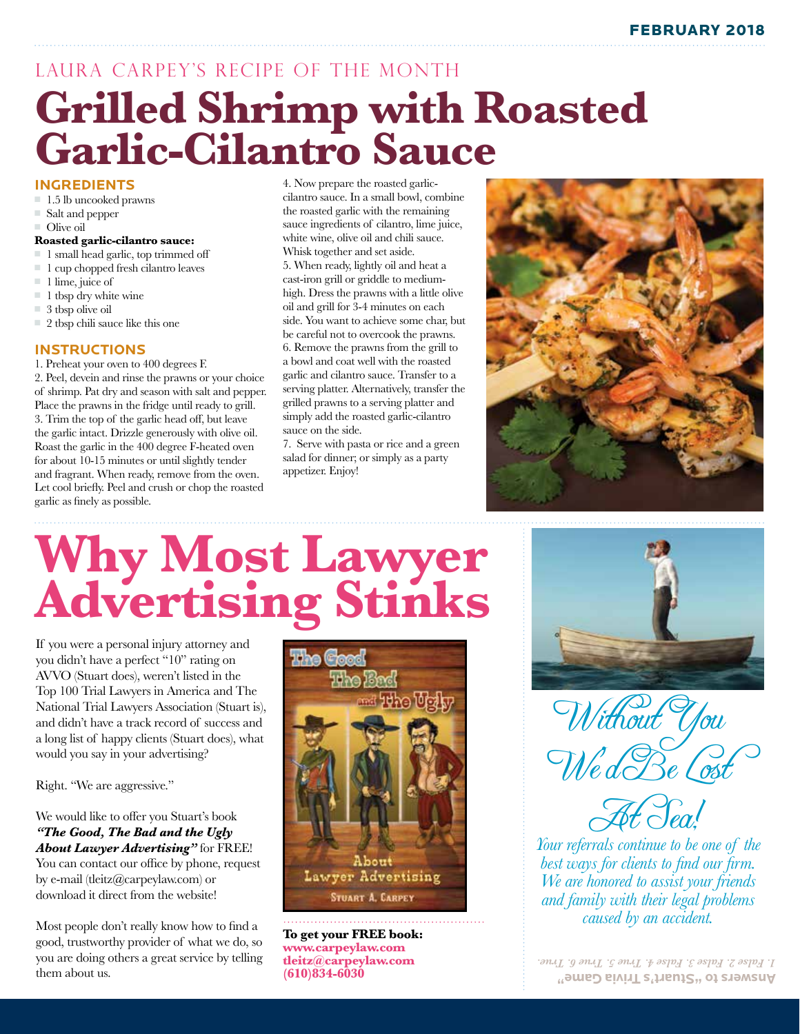## LAURA CARPEY'S RECIPE OF THE MONTH

# Grilled Shrimp with Roasted Garlic-Cilantro Sauce

### INGREDIENTS

- 1.5 lb uncooked prawns
- Salt and pepper
- Olive oil

**Roasted garlic-cilantro sauce:**

- 1 small head garlic, top trimmed off
- 1 cup chopped fresh cilantro leaves
- 1 lime, juice of
- 1 tbsp dry white wine
- 3 tbsp olive oil
- 2 tbsp chili sauce like this one

### INSTRUCTIONS

1. Preheat your oven to 400 degrees F.
2. Peel, devein and rinse the prawns or your choice of shrimp. Pat dry and season with salt and pepper. Place the prawns in the fridge until ready to grill.
3. Trim the top of the garlic head off, but leave the garlic intact. Drizzle generously with olive oil. Roast the garlic in the 400 degree F-heated oven for about 10-15 minutes or until slightly tender and fragrant. When ready, remove from the oven. Let cool briefly. Peel and crush or chop the roasted garlic as finely as possible.
4. Now prepare the roasted garlic-cilantro sauce. In a small bowl, combine the roasted garlic with the remaining sauce ingredients of cilantro, lime juice, white wine, olive oil and chili sauce. Whisk together and set aside.
5. When ready, lightly oil and heat a cast-iron grill or griddle to medium-high. Dress the prawns with a little olive oil and grill for 3-4 minutes on each side. You want to achieve some char, but be careful not to overcook the prawns.
6. Remove the prawns from the grill to a bowl and coat well with the roasted garlic and cilantro sauce. Transfer to a serving platter. Alternatively, transfer the grilled prawns to a serving platter and simply add the roasted garlic-cilantro sauce on the side.
7. Serve with pasta or rice and a green salad for dinner; or simply as a party appetizer. Enjoy!

# Why Most Lawyer Advertising Stinks

If you were a personal injury attorney and you didn't have a perfect "10" rating on AVVO (Stuart does), weren't listed in the Top 100 Trial Lawyers in America and The National Trial Lawyers Association (Stuart is), and didn't have a track record of success and a long list of happy clients (Stuart does), what would you say in your advertising?

Right. "We are aggressive."

We would like to offer you Stuart's book ***"The Good, The Bad and the Ugly About Lawyer Advertising"*** for FREE! You can contact our office by phone, request by e-mail (tleitz@carpeylaw.com) or download it direct from the website!

Most people don't really know how to find a good, trustworthy provider of what we do, so you are doing others a great service by telling them about us.

**To get your FREE book:**
**www.carpeylaw.com**
**tleitz@carpeylaw.com**
**(610)834-6030**

## *Without You We'd Be Lost At Sea!*

*Your referrals continue to be one of the best ways for clients to find our firm. We are honored to assist your friends and family with their legal problems caused by an accident.*

**Answers to "Stuart's Trivia Game"**
*1. False 2. False 3. False 4. True 5. True 6. True.*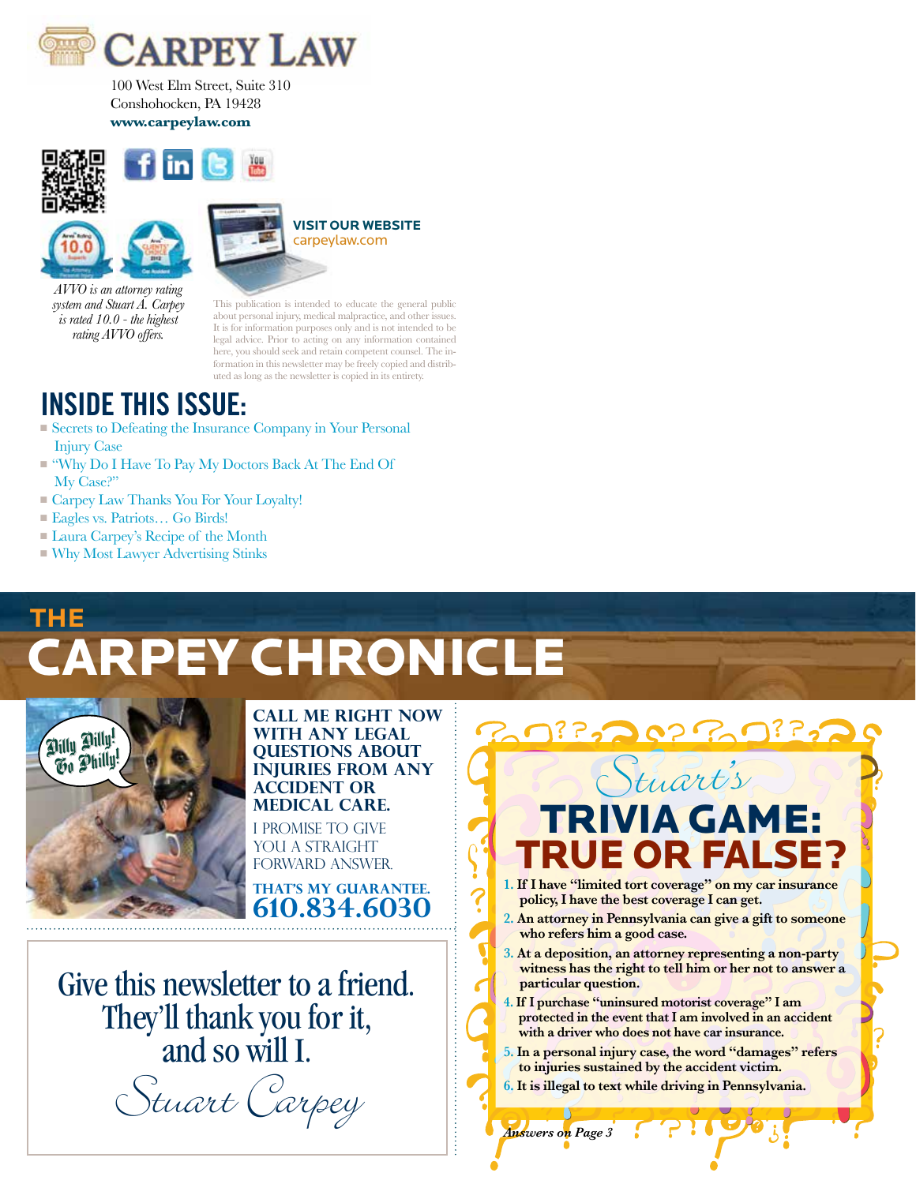# CARPEY LAW

100 West Elm Street, Suite 310
Conshohocken, PA 19428
**www.carpeylaw.com**

*AVVO is an attorney rating system and Stuart A. Carpey is rated 10.0 - the highest rating AVVO offers.*

**VISIT OUR WEBSITE**
carpeylaw.com

This publication is intended to educate the general public about personal injury, medical malpractice, and other issues. It is for information purposes only and is not intended to be legal advice. Prior to acting on any information contained here, you should seek and retain competent counsel. The information in this newsletter may be freely copied and distributed as long as the newsletter is copied in its entirety.

## INSIDE THIS ISSUE:

- Secrets to Defeating the Insurance Company in Your Personal Injury Case
- "Why Do I Have To Pay My Doctors Back At The End Of My Case?"
- Carpey Law Thanks You For Your Loyalty!
- Eagles vs. Patriots… Go Birds!
- Laura Carpey's Recipe of the Month
- Why Most Lawyer Advertising Stinks

# THE CARPEY CHRONICLE

Dilly Dilly! Go Philly!

**CALL ME RIGHT NOW WITH ANY LEGAL QUESTIONS ABOUT INJURIES FROM ANY ACCIDENT OR MEDICAL CARE.**

I PROMISE TO GIVE YOU A STRAIGHT FORWARD ANSWER.

**THAT'S MY GUARANTEE.**
**610.834.6030**

Give this newsletter to a friend. They'll thank you for it, and so will I.

*Stuart Carpey*

## *Stuart's* TRIVIA GAME: TRUE OR FALSE?

1. **If I have "limited tort coverage" on my car insurance policy, I have the best coverage I can get.**
2. **An attorney in Pennsylvania can give a gift to someone who refers him a good case.**
3. **At a deposition, an attorney representing a non-party witness has the right to tell him or her not to answer a particular question.**
4. **If I purchase "uninsured motorist coverage" I am protected in the event that I am involved in an accident with a driver who does not have car insurance.**
5. **In a personal injury case, the word "damages" refers to injuries sustained by the accident victim.**
6. **It is illegal to text while driving in Pennsylvania.**

*Answers on Page 3*